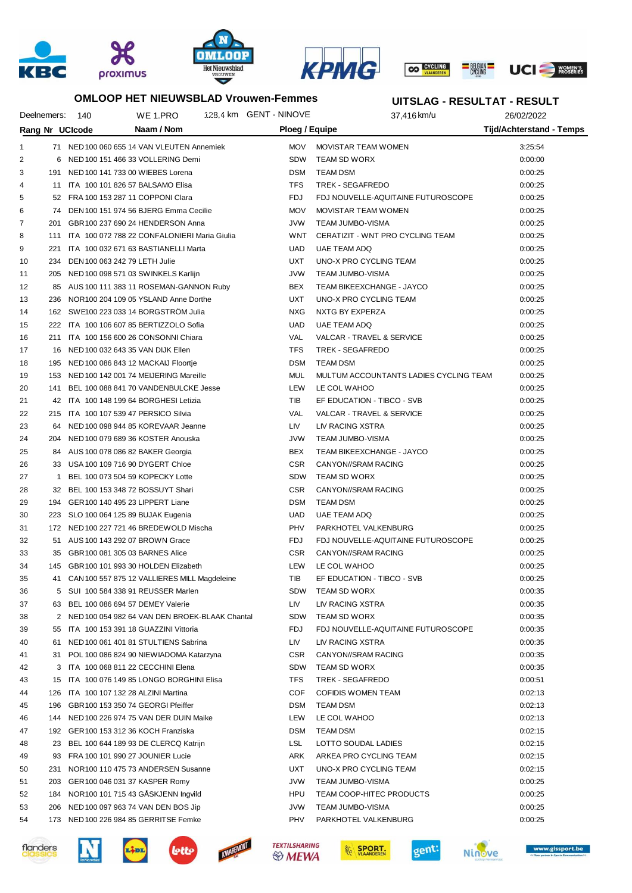**OMLOOP HET NIEUWSBLAD Vrouwen-Femmes**

**UITSLAG - RESULTAT - RESULT**

Deelnemers: 140 WE 1.PRO 128,4 km GENT - NINOVE 37,416 km/u 26/02/2022

| Rang | Nr | UCIcode | Naam / Nom | Ploeg / Equipe | | Tijd/Achterstand - Temps |
|---|---|---|---|---|---|---|
| 1 | 71 | NED 100 060 655 14 | VAN VLEUTEN Annemiek | MOV | MOVISTAR TEAM WOMEN | 3:25:54 |
| 2 | 6 | NED 100 151 466 33 | VOLLERING Demi | SDW | TEAM SD WORX | 0:00:00 |
| 3 | 191 | NED 100 141 733 00 | WIEBES Lorena | DSM | TEAM DSM | 0:00:25 |
| 4 | 11 | ITA 100 101 826 57 | BALSAMO Elisa | TFS | TREK - SEGAFREDO | 0:00:25 |
| 5 | 52 | FRA 100 153 287 11 | COPPONI Clara | FDJ | FDJ NOUVELLE-AQUITAINE FUTUROSCOPE | 0:00:25 |
| 6 | 74 | DEN 100 151 974 56 | BJERG Emma Cecilie | MOV | MOVISTAR TEAM WOMEN | 0:00:25 |
| 7 | 201 | GBR 100 237 690 24 | HENDERSON Anna | JVW | TEAM JUMBO-VISMA | 0:00:25 |
| 8 | 111 | ITA 100 072 788 22 | CONFALONIERI Maria Giulia | WNT | CERATIZIT - WNT PRO CYCLING TEAM | 0:00:25 |
| 9 | 221 | ITA 100 032 671 63 | BASTIANELLI Marta | UAD | UAE TEAM ADQ | 0:00:25 |
| 10 | 234 | DEN 100 063 242 79 | LETH Julie | UXT | UNO-X PRO CYCLING TEAM | 0:00:25 |
| 11 | 205 | NED 100 098 571 03 | SWINKELS Karlijn | JVW | TEAM JUMBO-VISMA | 0:00:25 |
| 12 | 85 | AUS 100 111 383 11 | ROSEMAN-GANNON Ruby | BEX | TEAM BIKEEXCHANGE - JAYCO | 0:00:25 |
| 13 | 236 | NOR 100 204 109 05 | YSLAND Anne Dorthe | UXT | UNO-X PRO CYCLING TEAM | 0:00:25 |
| 14 | 162 | SWE 100 223 033 14 | BORGSTRÖM Julia | NXG | NXTG BY EXPERZA | 0:00:25 |
| 15 | 222 | ITA 100 106 607 85 | BERTIZZOLO Sofia | UAD | UAE TEAM ADQ | 0:00:25 |
| 16 | 211 | ITA 100 156 600 26 | CONSONNI Chiara | VAL | VALCAR - TRAVEL & SERVICE | 0:00:25 |
| 17 | 16 | NED 100 032 643 35 | VAN DIJK Ellen | TFS | TREK - SEGAFREDO | 0:00:25 |
| 18 | 195 | NED 100 086 843 12 | MACKAIJ Floortje | DSM | TEAM DSM | 0:00:25 |
| 19 | 153 | NED 100 142 001 74 | MEIJERING Mareille | MUL | MULTUM ACCOUNTANTS LADIES CYCLING TEAM | 0:00:25 |
| 20 | 141 | BEL 100 088 841 70 | VANDENBULCKE Jesse | LEW | LE COL WAHOO | 0:00:25 |
| 21 | 42 | ITA 100 148 199 64 | BORGHESI Letizia | TIB | EF EDUCATION - TIBCO - SVB | 0:00:25 |
| 22 | 215 | ITA 100 107 539 47 | PERSICO Silvia | VAL | VALCAR - TRAVEL & SERVICE | 0:00:25 |
| 23 | 64 | NED 100 098 944 85 | KOREVAAR Jeanne | LIV | LIV RACING XSTRA | 0:00:25 |
| 24 | 204 | NED 100 079 689 36 | KOSTER Anouska | JVW | TEAM JUMBO-VISMA | 0:00:25 |
| 25 | 84 | AUS 100 078 086 82 | BAKER Georgia | BEX | TEAM BIKEEXCHANGE - JAYCO | 0:00:25 |
| 26 | 33 | USA 100 109 716 90 | DYGERT Chloe | CSR | CANYON//SRAM RACING | 0:00:25 |
| 27 | 1 | BEL 100 073 504 59 | KOPECKY Lotte | SDW | TEAM SD WORX | 0:00:25 |
| 28 | 32 | BEL 100 153 348 72 | BOSSUYT Shari | CSR | CANYON//SRAM RACING | 0:00:25 |
| 29 | 194 | GER 100 140 495 23 | LIPPERT Liane | DSM | TEAM DSM | 0:00:25 |
| 30 | 223 | SLO 100 064 125 89 | BUJAK Eugenia | UAD | UAE TEAM ADQ | 0:00:25 |
| 31 | 172 | NED 100 227 721 46 | BREDEWOLD Mischa | PHV | PARKHOTEL VALKENBURG | 0:00:25 |
| 32 | 51 | AUS 100 143 292 07 | BROWN Grace | FDJ | FDJ NOUVELLE-AQUITAINE FUTUROSCOPE | 0:00:25 |
| 33 | 35 | GBR 100 081 305 03 | BARNES Alice | CSR | CANYON//SRAM RACING | 0:00:25 |
| 34 | 145 | GBR 100 101 993 30 | HOLDEN Elizabeth | LEW | LE COL WAHOO | 0:00:25 |
| 35 | 41 | CAN 100 557 875 12 | VALLIERES MILL Magdeleine | TIB | EF EDUCATION - TIBCO - SVB | 0:00:25 |
| 36 | 5 | SUI 100 584 338 91 | REUSSER Marlen | SDW | TEAM SD WORX | 0:00:35 |
| 37 | 63 | BEL 100 086 694 57 | DEMEY Valerie | LIV | LIV RACING XSTRA | 0:00:35 |
| 38 | 2 | NED 100 054 982 64 | VAN DEN BROEK-BLAAK Chantal | SDW | TEAM SD WORX | 0:00:35 |
| 39 | 55 | ITA 100 153 391 18 | GUAZZINI Vittoria | FDJ | FDJ NOUVELLE-AQUITAINE FUTUROSCOPE | 0:00:35 |
| 40 | 61 | NED 100 061 401 81 | STULTIENS Sabrina | LIV | LIV RACING XSTRA | 0:00:35 |
| 41 | 31 | POL 100 086 824 90 | NIEWIADOMA Katarzyna | CSR | CANYON//SRAM RACING | 0:00:35 |
| 42 | 3 | ITA 100 068 811 22 | CECCHINI Elena | SDW | TEAM SD WORX | 0:00:35 |
| 43 | 15 | ITA 100 076 149 85 | LONGO BORGHINI Elisa | TFS | TREK - SEGAFREDO | 0:00:51 |
| 44 | 126 | ITA 100 107 132 28 | ALZINI Martina | COF | COFIDIS WOMEN TEAM | 0:02:13 |
| 45 | 196 | GBR 100 153 350 74 | GEORGI Pfeiffer | DSM | TEAM DSM | 0:02:13 |
| 46 | 144 | NED 100 226 974 75 | VAN DER DUIN Maike | LEW | LE COL WAHOO | 0:02:13 |
| 47 | 192 | GER 100 153 312 36 | KOCH Franziska | DSM | TEAM DSM | 0:02:15 |
| 48 | 23 | BEL 100 644 189 93 | DE CLERCQ Katrijn | LSL | LOTTO SOUDAL LADIES | 0:02:15 |
| 49 | 93 | FRA 100 101 990 27 | JOUNIER Lucie | ARK | ARKEA PRO CYCLING TEAM | 0:02:15 |
| 50 | 231 | NOR 100 110 475 73 | ANDERSEN Susanne | UXT | UNO-X PRO CYCLING TEAM | 0:02:15 |
| 51 | 203 | GER 100 046 031 37 | KASPER Romy | JVW | TEAM JUMBO-VISMA | 0:00:25 |
| 52 | 184 | NOR 100 101 715 43 | GÅSKJENN Ingvild | HPU | TEAM COOP-HITEC PRODUCTS | 0:00:25 |
| 53 | 206 | NED 100 097 963 74 | VAN DEN BOS Jip | JVW | TEAM JUMBO-VISMA | 0:00:25 |
| 54 | 173 | NED 100 226 984 85 | GERRITSE Femke | PHV | PARKHOTEL VALKENBURG | 0:00:25 |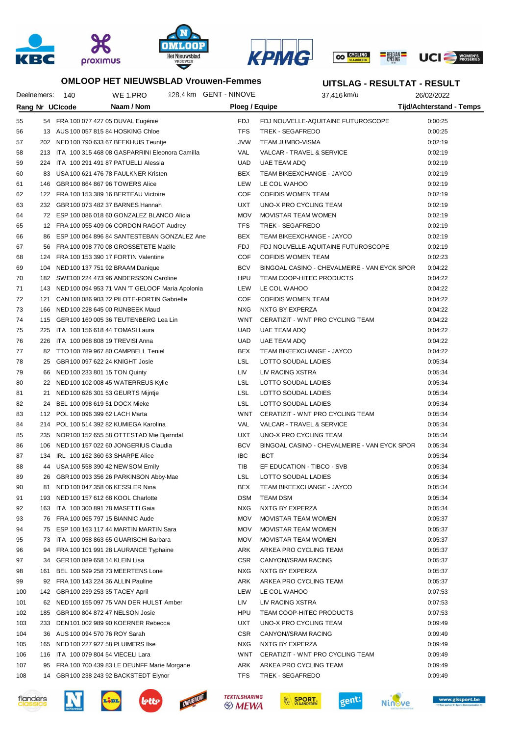## OMLOOP HET NIEUWSBLAD Vrouwen-Femmes

## UITSLAG - RESULTAT - RESULT

Deelnemers: 140 | WE 1.PRO | 128,4 km | GENT - NINOVE | 37,416 km/u | 26/02/2022

| Rang | Nr | UCIcode | Naam / Nom | Ploeg / Equipe | | Tijd/Achterstand - Temps |
|---|---|---|---|---|---|---|
| 55 | 54 | FRA 100 077 427 05 | DUVAL Eugénie | FDJ | FDJ NOUVELLE-AQUITAINE FUTUROSCOPE | 0:00:25 |
| 56 | 13 | AUS 100 057 815 84 | HOSKING Chloe | TFS | TREK - SEGAFREDO | 0:00:25 |
| 57 | 202 | NED 100 790 633 67 | BEEKHUIS Teuntje | JVW | TEAM JUMBO-VISMA | 0:02:19 |
| 58 | 213 | ITA 100 315 468 08 | GASPARRINI Eleonora Camilla | VAL | VALCAR - TRAVEL & SERVICE | 0:02:19 |
| 59 | 224 | ITA 100 291 491 87 | PATUELLI Alessia | UAD | UAE TEAM ADQ | 0:02:19 |
| 60 | 83 | USA 100 621 476 78 | FAULKNER Kristen | BEX | TEAM BIKEEXCHANGE - JAYCO | 0:02:19 |
| 61 | 146 | GBR 100 864 867 96 | TOWERS Alice | LEW | LE COL WAHOO | 0:02:19 |
| 62 | 122 | FRA 100 153 389 16 | BERTEAU Victoire | COF | COFIDIS WOMEN TEAM | 0:02:19 |
| 63 | 232 | GBR 100 073 482 37 | BARNES Hannah | UXT | UNO-X PRO CYCLING TEAM | 0:02:19 |
| 64 | 72 | ESP 100 086 018 60 | GONZALEZ BLANCO Alicia | MOV | MOVISTAR TEAM WOMEN | 0:02:19 |
| 65 | 12 | FRA 100 055 409 06 | CORDON RAGOT Audrey | TFS | TREK - SEGAFREDO | 0:02:19 |
| 66 | 86 | ESP 100 064 896 84 | SANTESTEBAN GONZALEZ Ane | BEX | TEAM BIKEEXCHANGE - JAYCO | 0:02:19 |
| 67 | 56 | FRA 100 098 770 08 | GROSSETETE Maëlle | FDJ | FDJ NOUVELLE-AQUITAINE FUTUROSCOPE | 0:02:19 |
| 68 | 124 | FRA 100 153 390 17 | FORTIN Valentine | COF | COFIDIS WOMEN TEAM | 0:02:23 |
| 69 | 104 | NED 100 137 751 92 | BRAAM Danique | BCV | BINGOAL CASINO - CHEVALMEIRE - VAN EYCK SPOR | 0:04:22 |
| 70 | 182 | SWE 100 224 473 96 | ANDERSSON Caroline | HPU | TEAM COOP-HITEC PRODUCTS | 0:04:22 |
| 71 | 143 | NED 100 094 953 71 | VAN 'T GELOOF Maria Apolonia | LEW | LE COL WAHOO | 0:04:22 |
| 72 | 121 | CAN 100 086 903 72 | PILOTE-FORTIN Gabrielle | COF | COFIDIS WOMEN TEAM | 0:04:22 |
| 73 | 166 | NED 100 228 645 00 | RIJNBEEK Maud | NXG | NXTG BY EXPERZA | 0:04:22 |
| 74 | 115 | GER 100 160 005 36 | TEUTENBERG Lea Lin | WNT | CERATIZIT - WNT PRO CYCLING TEAM | 0:04:22 |
| 75 | 225 | ITA 100 156 618 44 | TOMASI Laura | UAD | UAE TEAM ADQ | 0:04:22 |
| 76 | 226 | ITA 100 068 808 19 | TREVISI Anna | UAD | UAE TEAM ADQ | 0:04:22 |
| 77 | 82 | TTO 100 789 967 80 | CAMPBELL Teniel | BEX | TEAM BIKEEXCHANGE - JAYCO | 0:04:22 |
| 78 | 25 | GBR 100 097 622 24 | KNIGHT Josie | LSL | LOTTO SOUDAL LADIES | 0:05:34 |
| 79 | 66 | NED 100 233 801 15 | TON Quinty | LIV | LIV RACING XSTRA | 0:05:34 |
| 80 | 22 | NED 100 102 008 45 | WATERREUS Kylie | LSL | LOTTO SOUDAL LADIES | 0:05:34 |
| 81 | 21 | NED 100 626 301 53 | GEURTS Mijntje | LSL | LOTTO SOUDAL LADIES | 0:05:34 |
| 82 | 24 | BEL 100 098 619 51 | DOCX Mieke | LSL | LOTTO SOUDAL LADIES | 0:05:34 |
| 83 | 112 | POL 100 096 399 62 | LACH Marta | WNT | CERATIZIT - WNT PRO CYCLING TEAM | 0:05:34 |
| 84 | 214 | POL 100 514 392 82 | KUMIEGA Karolina | VAL | VALCAR - TRAVEL & SERVICE | 0:05:34 |
| 85 | 235 | NOR 100 152 655 58 | OTTESTAD Mie Bjørndal | UXT | UNO-X PRO CYCLING TEAM | 0:05:34 |
| 86 | 106 | NED 100 157 022 60 | JONGERIUS Claudia | BCV | BINGOAL CASINO - CHEVALMEIRE - VAN EYCK SPOR | 0:05:34 |
| 87 | 134 | IRL 100 162 360 63 | SHARPE Alice | IBC | IBCT | 0:05:34 |
| 88 | 44 | USA 100 558 390 42 | NEWSOM Emily | TIB | EF EDUCATION - TIBCO - SVB | 0:05:34 |
| 89 | 26 | GBR 100 093 356 26 | PARKINSON Abby-Mae | LSL | LOTTO SOUDAL LADIES | 0:05:34 |
| 90 | 81 | NED 100 047 358 06 | KESSLER Nina | BEX | TEAM BIKEEXCHANGE - JAYCO | 0:05:34 |
| 91 | 193 | NED 100 157 612 68 | KOOL Charlotte | DSM | TEAM DSM | 0:05:34 |
| 92 | 163 | ITA 100 300 891 78 | MASETTI Gaia | NXG | NXTG BY EXPERZA | 0:05:34 |
| 93 | 76 | FRA 100 065 797 15 | BIANNIC Aude | MOV | MOVISTAR TEAM WOMEN | 0:05:37 |
| 94 | 75 | ESP 100 163 117 44 | MARTIN MARTIN Sara | MOV | MOVISTAR TEAM WOMEN | 0:05:37 |
| 95 | 73 | ITA 100 058 863 65 | GUARISCHI Barbara | MOV | MOVISTAR TEAM WOMEN | 0:05:37 |
| 96 | 94 | FRA 100 101 991 28 | LAURANCE Typhaine | ARK | ARKEA PRO CYCLING TEAM | 0:05:37 |
| 97 | 34 | GER 100 089 658 14 | KLEIN Lisa | CSR | CANYON//SRAM RACING | 0:05:37 |
| 98 | 161 | BEL 100 599 258 73 | MEERTENS Lone | NXG | NXTG BY EXPERZA | 0:05:37 |
| 99 | 92 | FRA 100 143 224 36 | ALLIN Pauline | ARK | ARKEA PRO CYCLING TEAM | 0:05:37 |
| 100 | 142 | GBR 100 239 253 35 | TACEY April | LEW | LE COL WAHOO | 0:07:53 |
| 101 | 62 | NED 100 155 097 75 | VAN DER HULST Amber | LIV | LIV RACING XSTRA | 0:07:53 |
| 102 | 185 | GBR 100 804 872 47 | NELSON Josie | HPU | TEAM COOP-HITEC PRODUCTS | 0:07:53 |
| 103 | 233 | DEN 101 002 989 90 | KOERNER Rebecca | UXT | UNO-X PRO CYCLING TEAM | 0:09:49 |
| 104 | 36 | AUS 100 094 570 76 | ROY Sarah | CSR | CANYON//SRAM RACING | 0:09:49 |
| 105 | 165 | NED 100 227 927 58 | PLUIMERS Ilse | NXG | NXTG BY EXPERZA | 0:09:49 |
| 106 | 116 | ITA 100 079 804 54 | VIECELI Lara | WNT | CERATIZIT - WNT PRO CYCLING TEAM | 0:09:49 |
| 107 | 95 | FRA 100 700 439 83 | LE DEUNFF Marie Morgane | ARK | ARKEA PRO CYCLING TEAM | 0:09:49 |
| 108 | 14 | GBR 100 238 243 92 | BACKSTEDT Elynor | TFS | TREK - SEGAFREDO | 0:09:49 |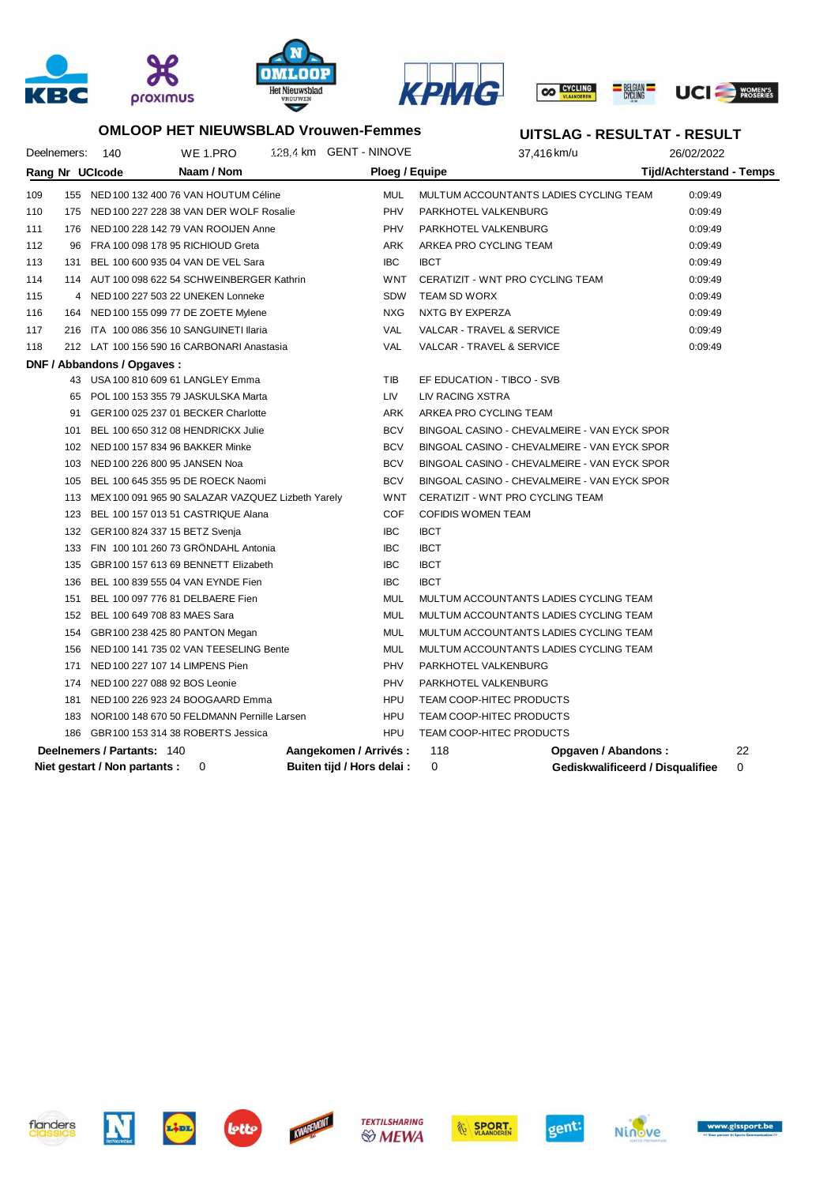## OMLOOP HET NIEUWSBLAD Vrouwen-Femmes

## UITSLAG - RESULTAT - RESULT

Deelnemers: 140 | WE 1.PRO | 128,4 km GENT - NINOVE | 37,416 km/u | 26/02/2022

| Rang | Nr | UCIcode | Naam / Nom | Ploeg / Equipe | | Tijd/Achterstand - Temps |
|---|---|---|---|---|---|---|
| 109 | 155 | NED 100 132 400 76 | VAN HOUTUM Céline | MUL | MULTUM ACCOUNTANTS LADIES CYCLING TEAM | 0:09:49 |
| 110 | 175 | NED 100 227 228 38 | VAN DER WOLF Rosalie | PHV | PARKHOTEL VALKENBURG | 0:09:49 |
| 111 | 176 | NED 100 228 142 79 | VAN ROOIJEN Anne | PHV | PARKHOTEL VALKENBURG | 0:09:49 |
| 112 | 96 | FRA 100 098 178 95 | RICHIOUD Greta | ARK | ARKEA PRO CYCLING TEAM | 0:09:49 |
| 113 | 131 | BEL 100 600 935 04 | VAN DE VEL Sara | IBC | IBCT | 0:09:49 |
| 114 | 114 | AUT 100 098 622 54 | SCHWEINBERGER Kathrin | WNT | CERATIZIT - WNT PRO CYCLING TEAM | 0:09:49 |
| 115 | 4 | NED 100 227 503 22 | UNEKEN Lonneke | SDW | TEAM SD WORX | 0:09:49 |
| 116 | 164 | NED 100 155 099 77 | DE ZOETE Mylene | NXG | NXTG BY EXPERZA | 0:09:49 |
| 117 | 216 | ITA 100 086 356 10 | SANGUINETI Ilaria | VAL | VALCAR - TRAVEL & SERVICE | 0:09:49 |
| 118 | 212 | LAT 100 156 590 16 | CARBONARI Anastasia | VAL | VALCAR - TRAVEL & SERVICE | 0:09:49 |

**DNF / Abbandons / Opgaves :**

| Nr | UCIcode | Naam / Nom | Ploeg / Equipe | |
|---|---|---|---|---|
| 43 | USA 100 810 609 61 | LANGLEY Emma | TIB | EF EDUCATION - TIBCO - SVB |
| 65 | POL 100 153 355 79 | JASKULSKA Marta | LIV | LIV RACING XSTRA |
| 91 | GER 100 025 237 01 | BECKER Charlotte | ARK | ARKEA PRO CYCLING TEAM |
| 101 | BEL 100 650 312 08 | HENDRICKX Julie | BCV | BINGOAL CASINO - CHEVALMEIRE - VAN EYCK SPOR |
| 102 | NED 100 157 834 96 | BAKKER Minke | BCV | BINGOAL CASINO - CHEVALMEIRE - VAN EYCK SPOR |
| 103 | NED 100 226 800 95 | JANSEN Noa | BCV | BINGOAL CASINO - CHEVALMEIRE - VAN EYCK SPOR |
| 105 | BEL 100 645 355 95 | DE ROECK Naomi | BCV | BINGOAL CASINO - CHEVALMEIRE - VAN EYCK SPOR |
| 113 | MEX 100 091 965 90 | SALAZAR VAZQUEZ Lizbeth Yarely | WNT | CERATIZIT - WNT PRO CYCLING TEAM |
| 123 | BEL 100 157 013 51 | CASTRIQUE Alana | COF | COFIDIS WOMEN TEAM |
| 132 | GER 100 824 337 15 | BETZ Svenja | IBC | IBCT |
| 133 | FIN 100 101 260 73 | GRÖNDAHL Antonia | IBC | IBCT |
| 135 | GBR 100 157 613 69 | BENNETT Elizabeth | IBC | IBCT |
| 136 | BEL 100 839 555 04 | VAN EYNDE Fien | IBC | IBCT |
| 151 | BEL 100 097 776 81 | DELBAERE Fien | MUL | MULTUM ACCOUNTANTS LADIES CYCLING TEAM |
| 152 | BEL 100 649 708 83 | MAES Sara | MUL | MULTUM ACCOUNTANTS LADIES CYCLING TEAM |
| 154 | GBR 100 238 425 80 | PANTON Megan | MUL | MULTUM ACCOUNTANTS LADIES CYCLING TEAM |
| 156 | NED 100 141 735 02 | VAN TEESELING Bente | MUL | MULTUM ACCOUNTANTS LADIES CYCLING TEAM |
| 171 | NED 100 227 107 14 | LIMPENS Pien | PHV | PARKHOTEL VALKENBURG |
| 174 | NED 100 227 088 92 | BOS Leonie | PHV | PARKHOTEL VALKENBURG |
| 181 | NED 100 226 923 24 | BOOGAARD Emma | HPU | TEAM COOP-HITEC PRODUCTS |
| 183 | NOR 100 148 670 50 | FELDMANN Pernille Larsen | HPU | TEAM COOP-HITEC PRODUCTS |
| 186 | GBR 100 153 314 38 | ROBERTS Jessica | HPU | TEAM COOP-HITEC PRODUCTS |

**Deelnemers / Partants:** 140 **Aangekomen / Arrivés :** 118 **Opgaven / Abandons :** 22

**Niet gestart / Non partants :** 0 **Buiten tijd / Hors delai :** 0 **Gediskwalificeerd / Disqualifiee** 0